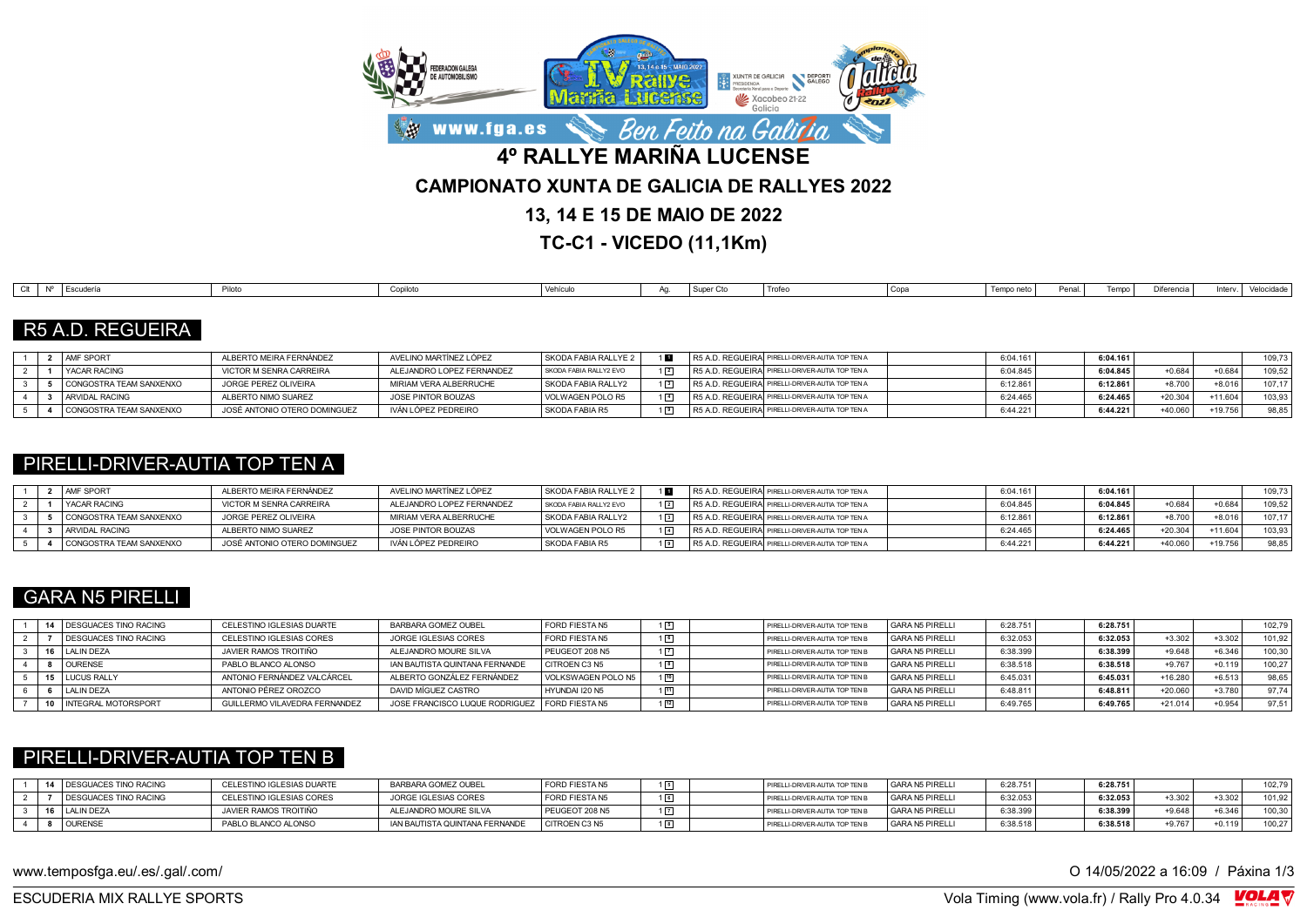# 4º RALLYE MARIÑA LUCENSE

## CAMPIONATO XUNTA DE GALICIA DE RALLYES 2022

## 13, 14 E 15 DE MAIO DE 2022

## TC-C1 - VICEDO (11,1Km)

### R5 A.D. REGUEIRA

| Clt | Nº | Escudería | Piloto | Copiloto | Vehículo | Ag. | Super Cto | Trofeo | Copa | Tempo neto | Penal. | Tempo | Diferencia | Interv. | Velocidade |
|---|---|---|---|---|---|---|---|---|---|---|---|---|---|---|---|
| 1 | 2 | AMF SPORT | ALBERTO MEIRA FERNÁNDEZ | AVELINO MARTÍNEZ LÓPEZ | SKODA FABIA RALLYE 2 | 1 1 | R5 A.D. REGUEIRA | PIRELLI-DRIVER-AUTIA TOP TEN A | | 6:04.161 | | 6:04.161 | | | 109,73 |
| 2 | 1 | YACAR RACING | VICTOR M SENRA CARREIRA | ALEJANDRO LOPEZ FERNANDEZ | SKODA FABIA RALLY2 EVO | 1 2 | R5 A.D. REGUEIRA | PIRELLI-DRIVER-AUTIA TOP TEN A | | 6:04.845 | | 6:04.845 | +0.684 | +0.684 | 109,52 |
| 3 | 5 | CONGOSTRA TEAM SANXENXO | JORGE PEREZ OLIVEIRA | MIRIAM VERA ALBERRUCHE | SKODA FABIA RALLY2 | 1 3 | R5 A.D. REGUEIRA | PIRELLI-DRIVER-AUTIA TOP TEN A | | 6:12.861 | | 6:12.861 | +8.700 | +8.016 | 107,17 |
| 4 | 3 | ARVIDAL RACING | ALBERTO NIMO SUAREZ | JOSE PINTOR BOUZAS | VOLWAGEN POLO R5 | 1 4 | R5 A.D. REGUEIRA | PIRELLI-DRIVER-AUTIA TOP TEN A | | 6:24.465 | | 6:24.465 | +20.304 | +11.604 | 103,93 |
| 5 | 4 | CONGOSTRA TEAM SANXENXO | JOSÉ ANTONIO OTERO DOMINGUEZ | IVÁN LÓPEZ PEDREIRO | SKODA FABIA R5 | 1 5 | R5 A.D. REGUEIRA | PIRELLI-DRIVER-AUTIA TOP TEN A | | 6:44.221 | | 6:44.221 | +40.060 | +19.756 | 98,85 |

### PIRELLI-DRIVER-AUTIA TOP TEN A

| Clt | Nº | Escudería | Piloto | Copiloto | Vehículo | Ag. | Super Cto | Trofeo | Copa | Tempo neto | Penal. | Tempo | Diferencia | Interv. | Velocidade |
|---|---|---|---|---|---|---|---|---|---|---|---|---|---|---|---|
| 1 | 2 | AMF SPORT | ALBERTO MEIRA FERNÁNDEZ | AVELINO MARTÍNEZ LÓPEZ | SKODA FABIA RALLYE 2 | 1 1 | R5 A.D. REGUEIRA | PIRELLI-DRIVER-AUTIA TOP TEN A | | 6:04.161 | | 6:04.161 | | | 109,73 |
| 2 | 1 | YACAR RACING | VICTOR M SENRA CARREIRA | ALEJANDRO LOPEZ FERNANDEZ | SKODA FABIA RALLY2 EVO | 1 2 | R5 A.D. REGUEIRA | PIRELLI-DRIVER-AUTIA TOP TEN A | | 6:04.845 | | 6:04.845 | +0.684 | +0.684 | 109,52 |
| 3 | 5 | CONGOSTRA TEAM SANXENXO | JORGE PEREZ OLIVEIRA | MIRIAM VERA ALBERRUCHE | SKODA FABIA RALLY2 | 1 3 | R5 A.D. REGUEIRA | PIRELLI-DRIVER-AUTIA TOP TEN A | | 6:12.861 | | 6:12.861 | +8.700 | +8.016 | 107,17 |
| 4 | 3 | ARVIDAL RACING | ALBERTO NIMO SUAREZ | JOSE PINTOR BOUZAS | VOLWAGEN POLO R5 | 1 4 | R5 A.D. REGUEIRA | PIRELLI-DRIVER-AUTIA TOP TEN A | | 6:24.465 | | 6:24.465 | +20.304 | +11.604 | 103,93 |
| 5 | 4 | CONGOSTRA TEAM SANXENXO | JOSÉ ANTONIO OTERO DOMINGUEZ | IVÁN LÓPEZ PEDREIRO | SKODA FABIA R5 | 1 5 | R5 A.D. REGUEIRA | PIRELLI-DRIVER-AUTIA TOP TEN A | | 6:44.221 | | 6:44.221 | +40.060 | +19.756 | 98,85 |

### GARA N5 PIRELLI

| Clt | Nº | Escudería | Piloto | Copiloto | Vehículo | Ag. | Super Cto | Trofeo | Copa | Tempo neto | Penal. | Tempo | Diferencia | Interv. | Velocidade |
|---|---|---|---|---|---|---|---|---|---|---|---|---|---|---|---|
| 1 | 14 | DESGUACES TINO RACING | CELESTINO IGLESIAS DUARTE | BARBARA GOMEZ OUBEL | FORD FIESTA N5 | 1 5 | | PIRELLI-DRIVER-AUTIA TOP TEN B | GARA N5 PIRELLI | 6:28.751 | | 6:28.751 | | | 102,79 |
| 2 | 7 | DESGUACES TINO RACING | CELESTINO IGLESIAS CORES | JORGE IGLESIAS CORES | FORD FIESTA N5 | 1 6 | | PIRELLI-DRIVER-AUTIA TOP TEN B | GARA N5 PIRELLI | 6:32.053 | | 6:32.053 | +3.302 | +3.302 | 101,92 |
| 3 | 16 | LALIN DEZA | JAVIER RAMOS TROITIÑO | ALEJANDRO MOURE SILVA | PEUGEOT 208 N5 | 1 7 | | PIRELLI-DRIVER-AUTIA TOP TEN B | GARA N5 PIRELLI | 6:38.399 | | 6:38.399 | +9.648 | +6.346 | 100,30 |
| 4 | 8 | OURENSE | PABLO BLANCO ALONSO | IAN BAUTISTA QUINTANA FERNANDE | CITROEN C3 N5 | 1 8 | | PIRELLI-DRIVER-AUTIA TOP TEN B | GARA N5 PIRELLI | 6:38.518 | | 6:38.518 | +9.767 | +0.119 | 100,27 |
| 5 | 15 | LUCUS RALLY | ANTONIO FERNÁNDEZ VALCÁRCEL | ALBERTO GONZÁLEZ FERNÁNDEZ | VOLKSWAGEN POLO N5 | 1 10 | | PIRELLI-DRIVER-AUTIA TOP TEN B | GARA N5 PIRELLI | 6:45.031 | | 6:45.031 | +16.280 | +6.513 | 98,65 |
| 6 | 6 | LALIN DEZA | ANTONIO PÉREZ OROZCO | DAVID MÍGUEZ CASTRO | HYUNDAI I20 N5 | 1 11 | | PIRELLI-DRIVER-AUTIA TOP TEN B | GARA N5 PIRELLI | 6:48.811 | | 6:48.811 | +20.060 | +3.780 | 97,74 |
| 7 | 10 | INTEGRAL MOTORSPORT | GUILLERMO VILAVEDRA FERNANDEZ | JOSE FRANCISCO LUQUE RODRIGUEZ | FORD FIESTA N5 | 1 12 | | PIRELLI-DRIVER-AUTIA TOP TEN B | GARA N5 PIRELLI | 6:49.765 | | 6:49.765 | +21.014 | +0.954 | 97,51 |

### PIRELLI-DRIVER-AUTIA TOP TEN B

| Clt | Nº | Escudería | Piloto | Copiloto | Vehículo | Ag. | Super Cto | Trofeo | Copa | Tempo neto | Penal. | Tempo | Diferencia | Interv. | Velocidade |
|---|---|---|---|---|---|---|---|---|---|---|---|---|---|---|---|
| 1 | 14 | DESGUACES TINO RACING | CELESTINO IGLESIAS DUARTE | BARBARA GOMEZ OUBEL | FORD FIESTA N5 | 1 5 | | PIRELLI-DRIVER-AUTIA TOP TEN B | GARA N5 PIRELLI | 6:28.751 | | 6:28.751 | | | 102,79 |
| 2 | 7 | DESGUACES TINO RACING | CELESTINO IGLESIAS CORES | JORGE IGLESIAS CORES | FORD FIESTA N5 | 1 6 | | PIRELLI-DRIVER-AUTIA TOP TEN B | GARA N5 PIRELLI | 6:32.053 | | 6:32.053 | +3.302 | +3.302 | 101,92 |
| 3 | 16 | LALIN DEZA | JAVIER RAMOS TROITIÑO | ALEJANDRO MOURE SILVA | PEUGEOT 208 N5 | 1 7 | | PIRELLI-DRIVER-AUTIA TOP TEN B | GARA N5 PIRELLI | 6:38.399 | | 6:38.399 | +9.648 | +6.346 | 100,30 |
| 4 | 8 | OURENSE | PABLO BLANCO ALONSO | IAN BAUTISTA QUINTANA FERNANDE | CITROEN C3 N5 | 1 8 | | PIRELLI-DRIVER-AUTIA TOP TEN B | GARA N5 PIRELLI | 6:38.518 | | 6:38.518 | +9.767 | +0.119 | 100,27 |

www.temposfga.eu/.es/.gal/.com/ O 14/05/2022 a 16:09

ESCUDERIA MIX RALLYE SPORTS Vola Timing (www.vola.fr) / Rally Pro 4.0.34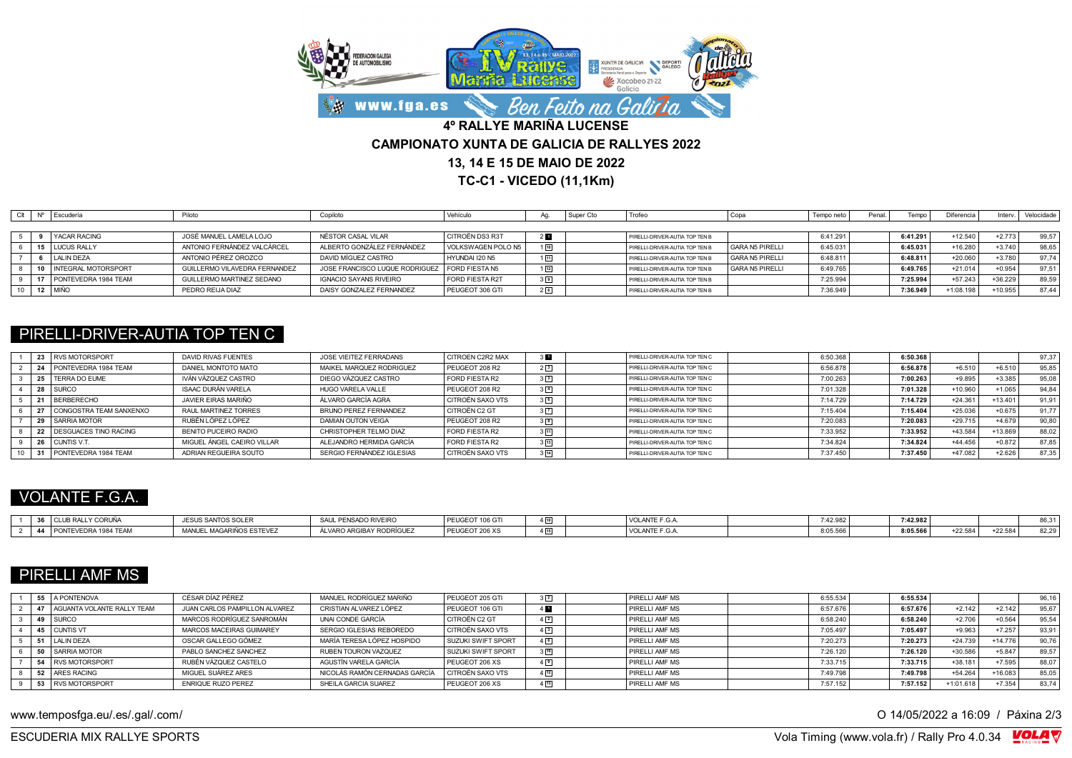# 4º RALLYE MARIÑA LUCENSE

## CAMPIONATO XUNTA DE GALICIA DE RALLYES 2022

## 13, 14 E 15 DE MAIO DE 2022

## TC-C1 - VICEDO (11,1Km)

| Clt | Nº | Escudería | Piloto | Copiloto | Vehículo | Ag. | Super Cto | Trofeo | Copa | Tempo neto | Penal. | Tempo | Diferencia | Interv. | Velocidade |
|---|---|---|---|---|---|---|---|---|---|---|---|---|---|---|---|
| 5 | 9 | YACAR RACING | JOSÉ MANUEL LAMELA LOJO | NÉSTOR CASAL VILAR | CITROËN DS3 R3T | 2 1 | | PIRELLI-DRIVER-AUTIA TOP TEN B | | 6:41.291 | | **6:41.291** | +12.540 | +2.773 | 99,57 |
| 6 | 15 | LUCUS RALLY | ANTONIO FERNÁNDEZ VALCÁRCEL | ALBERTO GONZÁLEZ FERNÁNDEZ | VOLKSWAGEN POLO N5 | 1 10 | | PIRELLI-DRIVER-AUTIA TOP TEN B | GARA N5 PIRELLI | 6:45.031 | | **6:45.031** | +16.280 | +3.740 | 98,65 |
| 7 | 6 | LALIN DEZA | ANTONIO PÉREZ OROZCO | DAVID MÍGUEZ CASTRO | HYUNDAI I20 N5 | 1 11 | | PIRELLI-DRIVER-AUTIA TOP TEN B | GARA N5 PIRELLI | 6:48.811 | | **6:48.811** | +20.060 | +3.780 | 97,74 |
| 8 | 10 | INTEGRAL MOTORSPORT | GUILLERMO VILAVERDA FERNANDEZ | JOSE FRANCISCO LUQUE RODRIGUEZ | FORD FIESTA N5 | 1 12 | | PIRELLI-DRIVER-AUTIA TOP TEN B | GARA N5 PIRELLI | 6:49.765 | | **6:49.765** | +21.014 | +0.954 | 97,51 |
| 9 | 17 | PONTEVEDRA 1984 TEAM | GUILLERMO MARTINEZ SEDANO | IGNACIO SAYANS RIVEIRO | FORD FIESTA R2T | 3 3 | | PIRELLI-DRIVER-AUTIA TOP TEN B | | 7:25.994 | | **7:25.994** | +57.243 | +36.229 | 89,59 |
| 10 | 12 | MIÑO | PEDRO REIJA DIAZ | DAISY GONZALEZ FERNANDEZ | PEUGEOT 306 GTI | 2 6 | | PIRELLI-DRIVER-AUTIA TOP TEN B | | 7:36.949 | | **7:36.949** | +1:08.198 | +10.955 | 87,44 |

## PIRELLI-DRIVER-AUTIA TOP TEN C

| Clt | Nº | Escudería | Piloto | Copiloto | Vehículo | Ag. | Super Cto | Trofeo | Copa | Tempo neto | Penal. | Tempo | Diferencia | Interv. | Velocidade |
|---|---|---|---|---|---|---|---|---|---|---|---|---|---|---|---|
| 1 | 23 | RVS MOTORSPORT | DAVID RIVAS FUENTES | JOSE VIEITEZ FERRADANS | CITROEN C2R2 MAX | 3 1 | | PIRELLI-DRIVER-AUTIA TOP TEN C | | 6:50.368 | | **6:50.368** | | | 97,37 |
| 2 | 24 | PONTEVEDRA 1984 TEAM | DANIEL MONTOTO MATO | MAIKEL MARQUEZ RODRIGUEZ | PEUGEOT 208 R2 | 2 1 | | PIRELLI-DRIVER-AUTIA TOP TEN C | | 6:56.878 | | **6:56.878** | +6.510 | +6.510 | 95,85 |
| 3 | 25 | TERRA DO EUME | IVÁN VÁZQUEZ CASTRO | DIEGO VÁZQUEZ CASTRO | FORD FIESTA R2 | 3 2 | | PIRELLI-DRIVER-AUTIA TOP TEN C | | 7:00.263 | | **7:00.263** | +9.895 | +3.385 | 95,08 |
| 4 | 28 | SURCO | ISAAC DURÁN VARELA | HUGO VARELA VALLE | PEUGEOT 208 R2 | 3 4 | | PIRELLI-DRIVER-AUTIA TOP TEN C | | 7:01.328 | | **7:01.328** | +10.960 | +1.065 | 94,84 |
| 5 | 21 | BERBERECHO | JAVIER EIRAS MARIÑO | ÁLVARO GARCÍA AGRA | CITROËN SAXO VTS | 3 6 | | PIRELLI-DRIVER-AUTIA TOP TEN C | | 7:14.729 | | **7:14.729** | +24.361 | +13.401 | 91,91 |
| 6 | 27 | CONGOSTRA TEAM SANXENXO | RAUL MARTINEZ TORRES | BRUNO PEREZ FERNANDEZ | CITROËN C2 GT | 3 7 | | PIRELLI-DRIVER-AUTIA TOP TEN C | | 7:15.404 | | **7:15.404** | +25.036 | +0.675 | 91,77 |
| 7 | 29 | SARRIA MOTOR | RUBÉN LÓPEZ LÓPEZ | DAMIAN OUTON VEIGA | PEUGEOT 208 R2 | 3 8 | | PIRELLI-DRIVER-AUTIA TOP TEN C | | 7:20.083 | | **7:20.083** | +29.715 | +4.679 | 90,80 |
| 8 | 22 | DESGUACES TINO RACING | BENITO PUCEIRO RADIO | CHRISTOPHER TELMO DIAZ | FORD FIESTA R2 | 3 11 | | PIRELLI-DRIVER-AUTIA TOP TEN C | | 7:33.952 | | **7:33.952** | +43.584 | +13.869 | 88,02 |
| 9 | 26 | CUNTIS V.T. | MIGUEL ÁNGEL CAEIRO VILLAR | ALEJANDRO HERMIDA GARCÍA | FORD FIESTA R2 | 3 13 | | PIRELLI-DRIVER-AUTIA TOP TEN C | | 7:34.824 | | **7:34.824** | +44.456 | +0.872 | 87,85 |
| 10 | 31 | PONTEVEDRA 1984 TEAM | ADRIAN REGUEIRA SOUTO | SERGIO FERNÁNDEZ IGLESIAS | CITROËN SAXO VTS | 3 14 | | PIRELLI-DRIVER-AUTIA TOP TEN C | | 7:37.450 | | **7:37.450** | +47.082 | +2.626 | 87,35 |

## VOLANTE F.G.A.

| Clt | Nº | Escudería | Piloto | Copiloto | Vehículo | Ag. | Super Cto | Trofeo | Copa | Tempo neto | Penal. | Tempo | Diferencia | Interv. | Velocidade |
|---|---|---|---|---|---|---|---|---|---|---|---|---|---|---|---|
| 1 | 36 | CLUB RALLY CORUÑA | JESUS SANTOS SOLER | SAUL PENSADO RIVEIRO | PEUGEOT 106 GTI | 4 10 | | VOLANTE F.G.A. | | 7:42.982 | | **7:42.982** | | | 86,31 |
| 2 | 44 | PONTEVEDRA 1984 TEAM | MANUEL MAGARIÑOS ESTEVEZ | ÁLVARO ARGIBAY RODRÍGUEZ | PEUGEOT 206 XS | 4 15 | | VOLANTE F.G.A. | | 8:05.566 | | **8:05.566** | +22.584 | +22.584 | 82,29 |

## PIRELLI AMF MS

| Clt | Nº | Escudería | Piloto | Copiloto | Vehículo | Ag. | Super Cto | Trofeo | Copa | Tempo neto | Penal. | Tempo | Diferencia | Interv. | Velocidade |
|---|---|---|---|---|---|---|---|---|---|---|---|---|---|---|---|
| 1 | 55 | A PONTENOVA | CÉSAR DÍAZ PÉREZ | MANUEL RODRÍGUEZ MARIÑO | PEUGEOT 205 GTI | 3 3 | | PIRELLI AMF MS | | 6:55.534 | | **6:55.534** | | | 96,16 |
| 2 | 47 | AGUANTA VOLANTE RALLY TEAM | JUAN CARLOS PAMPILLON ALVAREZ | CRISTIAN ALVAREZ LÓPEZ | PEUGEOT 106 GTI | 4 1 | | PIRELLI AMF MS | | 6:57.676 | | **6:57.676** | +2.142 | +2.142 | 95,67 |
| 3 | 49 | SURCO | MARCOS RODRÍGUEZ SANROMÁN | UNAI CONDE GARCÍA | CITROËN C2 GT | 4 2 | | PIRELLI AMF MS | | 6:58.240 | | **6:58.240** | +2.706 | +0.564 | 95,54 |
| 4 | 45 | CUNTIS VT | MARCOS MACEIRAS GUIMAREY | SERGIO IGLESIAS REBOREDO | CITROËN SAXO VTS | 4 3 | | PIRELLI AMF MS | | 7:05.497 | | **7:05.497** | +9.963 | +7.257 | 93,91 |
| 5 | 51 | LALIN DEZA | OSCAR GALLEGO GÓMEZ | MARÍA TERESA LÓPEZ HOSPIDO | SUZUKI SWIFT SPORT | 4 6 | | PIRELLI AMF MS | | 7:20.273 | | **7:20.273** | +24.739 | +14.776 | 90,76 |
| 6 | 50 | SARRIA MOTOR | PABLO SANCHEZ SANCHEZ | RUBEN TOURON VAZQUEZ | SUZUKI SWIFT SPORT | 3 10 | | PIRELLI AMF MS | | 7:26.120 | | **7:26.120** | +30.586 | +5.847 | 89,57 |
| 7 | 54 | RVS MOTORSPORT | RUBÉN VÁZQUEZ CASTELO | AGUSTÍN VARELA GARCÍA | PEUGEOT 206 XS | 4 9 | | PIRELLI AMF MS | | 7:33.715 | | **7:33.715** | +38.181 | +7.595 | 88,07 |
| 8 | 52 | ARES RACING | MIGUEL SUÁREZ ARES | NICOLÁS RAMÓN CERNADAS GARCÍA | CITROËN SAXO VTS | 4 12 | | PIRELLI AMF MS | | 7:49.798 | | **7:49.798** | +54.264 | +16.083 | 85,05 |
| 9 | 53 | RVS MOTORSPORT | ENRIQUE RUZO PEREZ | SHEILA GARCIA SUAREZ | PEUGEOT 206 XS | 4 13 | | PIRELLI AMF MS | | 7:57.152 | | **7:57.152** | +1:01.618 | +7.354 | 83,74 |

www.temposfga.eu/.es/.gal/.com/ — O 14/05/2022 a 16:09

ESCUDERIA MIX RALLYE SPORTS — Vola Timing (www.vola.fr) / Rally Pro 4.0.34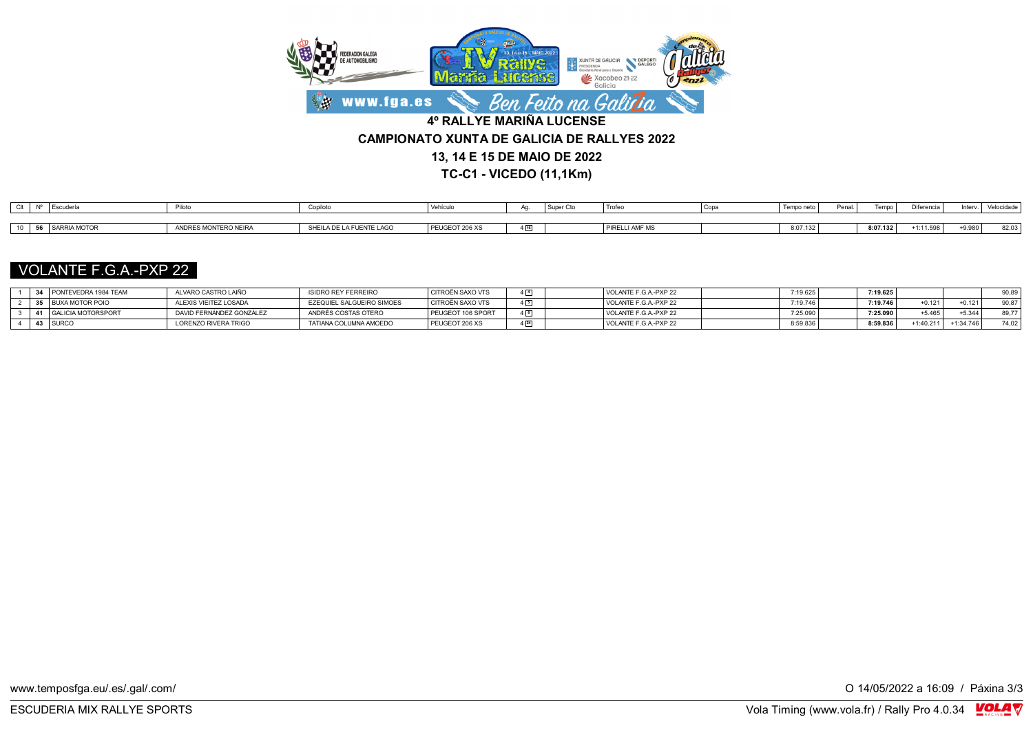# 4º RALLYE MARIÑA LUCENSE

## CAMPIONATO XUNTA DE GALICIA DE RALLYES 2022

## 13, 14 E 15 DE MAIO DE 2022

## TC-C1 - VICEDO (11,1Km)

| Clt | Nº | Escudería | Piloto | Copiloto | Vehículo | Ag. | Super Cto | Trofeo | Copa | Tempo neto | Penal. | Tempo | Diferencia | Interv. | Velocidade |
|---|---|---|---|---|---|---|---|---|---|---|---|---|---|---|---|
| 10 | 56 | SARRIA MOTOR | ANDRES MONTERO NEIRA | SHEILA DE LA FUENTE LAGO | PEUGEOT 206 XS | 4 16 | | PIRELLI AMF MS | | 8:07.132 | | **8:07.132** | +1:11.598 | +9.980 | 82,03 |

## VOLANTE F.G.A.-PXP 22

| Clt | Nº | Escudería | Piloto | Copiloto | Vehículo | Ag. | Super Cto | Trofeo | Copa | Tempo neto | Penal. | Tempo | Diferencia | Interv. | Velocidade |
|---|---|---|---|---|---|---|---|---|---|---|---|---|---|---|---|
| 1 | 34 | PONTEVEDRA 1984 TEAM | ALVARO CASTRO LAIÑO | ISIDRO REY FERREIRO | CITROËN SAXO VTS | 4 4 | | VOLANTE F.G.A.-PXP 22 | | 7:19.625 | | **7:19.625** | | | 90,89 |
| 2 | 35 | BUXA MOTOR POIO | ALEXIS VIEITEZ LOSADA | EZEQUIEL SALGUEIRO SIMOES | CITROËN SAXO VTS | 4 5 | | VOLANTE F.G.A.-PXP 22 | | 7:19.746 | | **7:19.746** | +0.121 | +0.121 | 90,87 |
| 3 | 41 | GALICIA MOTORSPORT | DAVID FERNÁNDEZ GONZÁLEZ | ANDRÉS COSTAS OTERO | PEUGEOT 106 SPORT | 4 8 | | VOLANTE F.G.A.-PXP 22 | | 7:25.090 | | **7:25.090** | +5.465 | +5.344 | 89,77 |
| 4 | 43 | SURCO | LORENZO RIVERA TRIGO | TATIANA COLUMNA AMOEDO | PEUGEOT 206 XS | 4 24 | | VOLANTE F.G.A.-PXP 22 | | 8:59.836 | | **8:59.836** | +1:40.211 | +1:34.746 | 74,02 |

www.temposfga.eu/.es/.gal/.com/

O 14/05/2022 a 16:09

ESCUDERIA MIX RALLYE SPORTS

Vola Timing (www.vola.fr) / Rally Pro 4.0.34